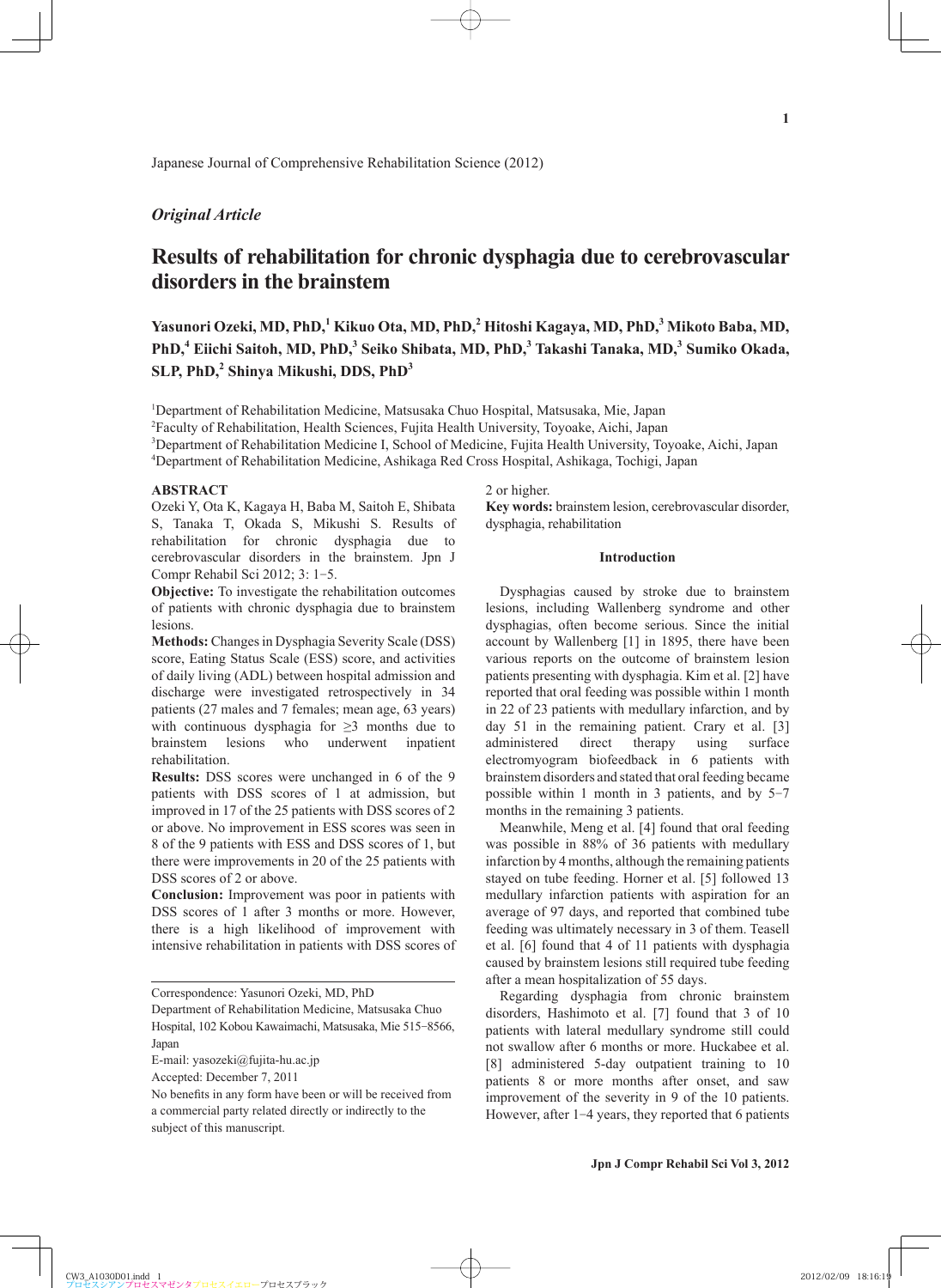*Original Article*

# Results of rehabilitation for chronic dysphagia due to cerebrovascular disorders in the brainstem

**Yasunori Ozeki, MD, PhD,[1] Kikuo Ota, MD, PhD,[2] Hitoshi Kagaya, MD, PhD,[3] Mikoto Baba, MD, PhD,[4] Eiichi Saitoh, MD, PhD,[3] Seiko Shibata, MD, PhD,[3] Takashi Tanaka, MD,[3] Sumiko Okada, SLP, PhD,[2] Shinya Mikushi, DDS, PhD[3]**

[1]Department of Rehabilitation Medicine, Matsusaka Chuo Hospital, Matsusaka, Mie, Japan
[2]Faculty of Rehabilitation, Health Sciences, Fujita Health University, Toyoake, Aichi, Japan
[3]Department of Rehabilitation Medicine I, School of Medicine, Fujita Health University, Toyoake, Aichi, Japan
[4]Department of Rehabilitation Medicine, Ashikaga Red Cross Hospital, Ashikaga, Tochigi, Japan

## ABSTRACT

Ozeki Y, Ota K, Kagaya H, Baba M, Saitoh E, Shibata S, Tanaka T, Okada S, Mikushi S. Results of rehabilitation for chronic dysphagia due to cerebrovascular disorders in the brainstem. Jpn J Compr Rehabil Sci 2012; 3: 1−5.

**Objective:** To investigate the rehabilitation outcomes of patients with chronic dysphagia due to brainstem lesions.

**Methods:** Changes in Dysphagia Severity Scale (DSS) score, Eating Status Scale (ESS) score, and activities of daily living (ADL) between hospital admission and discharge were investigated retrospectively in 34 patients (27 males and 7 females; mean age, 63 years) with continuous dysphagia for ≥3 months due to brainstem lesions who underwent inpatient rehabilitation.

**Results:** DSS scores were unchanged in 6 of the 9 patients with DSS scores of 1 at admission, but improved in 17 of the 25 patients with DSS scores of 2 or above. No improvement in ESS scores was seen in 8 of the 9 patients with ESS and DSS scores of 1, but there were improvements in 20 of the 25 patients with DSS scores of 2 or above.

**Conclusion:** Improvement was poor in patients with DSS scores of 1 after 3 months or more. However, there is a high likelihood of improvement with intensive rehabilitation in patients with DSS scores of 2 or higher.

**Key words:** brainstem lesion, cerebrovascular disorder, dysphagia, rehabilitation

Correspondence: Yasunori Ozeki, MD, PhD
Department of Rehabilitation Medicine, Matsusaka Chuo Hospital, 102 Kobou Kawaimachi, Matsusaka, Mie 515−8566, Japan
E-mail: yasozeki@fujita-hu.ac.jp
Accepted: December 7, 2011
No benefits in any form have been or will be received from a commercial party related directly or indirectly to the subject of this manuscript.

## Introduction

Dysphagias caused by stroke due to brainstem lesions, including Wallenberg syndrome and other dysphagias, often become serious. Since the initial account by Wallenberg [1] in 1895, there have been various reports on the outcome of brainstem lesion patients presenting with dysphagia. Kim et al. [2] have reported that oral feeding was possible within 1 month in 22 of 23 patients with medullary infarction, and by day 51 in the remaining patient. Crary et al. [3] administered direct therapy using surface electromyogram biofeedback in 6 patients with brainstem disorders and stated that oral feeding became possible within 1 month in 3 patients, and by 5−7 months in the remaining 3 patients.

Meanwhile, Meng et al. [4] found that oral feeding was possible in 88% of 36 patients with medullary infarction by 4 months, although the remaining patients stayed on tube feeding. Horner et al. [5] followed 13 medullary infarction patients with aspiration for an average of 97 days, and reported that combined tube feeding was ultimately necessary in 3 of them. Teasell et al. [6] found that 4 of 11 patients with dysphagia caused by brainstem lesions still required tube feeding after a mean hospitalization of 55 days.

Regarding dysphagia from chronic brainstem disorders, Hashimoto et al. [7] found that 3 of 10 patients with lateral medullary syndrome still could not swallow after 6 months or more. Huckabee et al. [8] administered 5-day outpatient training to 10 patients 8 or more months after onset, and saw improvement of the severity in 9 of the 10 patients. However, after 1−4 years, they reported that 6 patients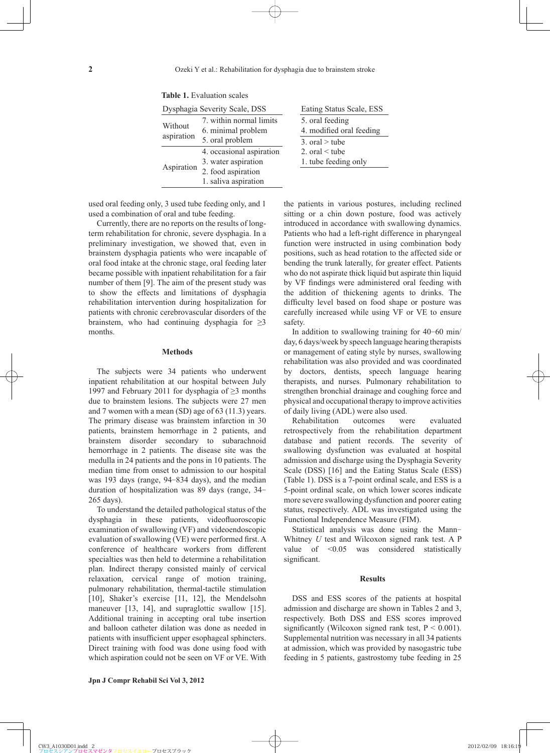**Table 1.** Evaluation scales

| Dysphagia Severity Scale, DSS | |
|---|---|
| Without aspiration | 7. within normal limits |
| | 6. minimal problem |
| | 5. oral problem |
| Aspiration | 4. occasional aspiration |
| | 3. water aspiration |
| | 2. food aspiration |
| | 1. saliva aspiration |

| Eating Status Scale, ESS |
|---|
| 5. oral feeding |
| 4. modified oral feeding |
| 3. oral > tube |
| 2. oral < tube |
| 1. tube feeding only |

used oral feeding only, 3 used tube feeding only, and 1 used a combination of oral and tube feeding.

Currently, there are no reports on the results of long-term rehabilitation for chronic, severe dysphagia. In a preliminary investigation, we showed that, even in brainstem dysphagia patients who were incapable of oral food intake at the chronic stage, oral feeding later became possible with inpatient rehabilitation for a fair number of them [9]. The aim of the present study was to show the effects and limitations of dysphagia rehabilitation intervention during hospitalization for patients with chronic cerebrovascular disorders of the brainstem, who had continuing dysphagia for ≥3 months.

## Methods

The subjects were 34 patients who underwent inpatient rehabilitation at our hospital between July 1997 and February 2011 for dysphagia of ≥3 months due to brainstem lesions. The subjects were 27 men and 7 women with a mean (SD) age of 63 (11.3) years. The primary disease was brainstem infarction in 30 patients, brainstem hemorrhage in 2 patients, and brainstem disorder secondary to subarachnoid hemorrhage in 2 patients. The disease site was the medulla in 24 patients and the pons in 10 patients. The median time from onset to admission to our hospital was 193 days (range, 94−834 days), and the median duration of hospitalization was 89 days (range, 34−265 days).

To understand the detailed pathological status of the dysphagia in these patients, videofluoroscopic examination of swallowing (VF) and videoendoscopic evaluation of swallowing (VE) were performed first. A conference of healthcare workers from different specialties was then held to determine a rehabilitation plan. Indirect therapy consisted mainly of cervical relaxation, cervical range of motion training, pulmonary rehabilitation, thermal-tactile stimulation [10], Shaker's exercise [11, 12], the Mendelsohn maneuver [13, 14], and supraglottic swallow [15]. Additional training in accepting oral tube insertion and balloon catheter dilation was done as needed in patients with insufficient upper esophageal sphincters. Direct training with food was done using food with which aspiration could not be seen on VF or VE. With the patients in various postures, including reclined sitting or a chin down posture, food was actively introduced in accordance with swallowing dynamics. Patients who had a left-right difference in pharyngeal function were instructed in using combination body positions, such as head rotation to the affected side or bending the trunk laterally, for greater effect. Patients who do not aspirate thick liquid but aspirate thin liquid by VF findings were administered oral feeding with the addition of thickening agents to drinks. The difficulty level based on food shape or posture was carefully increased while using VF or VE to ensure safety.

In addition to swallowing training for 40−60 min/day, 6 days/week by speech language hearing therapists or management of eating style by nurses, swallowing rehabilitation was also provided and was coordinated by doctors, dentists, speech language hearing therapists, and nurses. Pulmonary rehabilitation to strengthen bronchial drainage and coughing force and physical and occupational therapy to improve activities of daily living (ADL) were also used.

Rehabilitation outcomes were evaluated retrospectively from the rehabilitation department database and patient records. The severity of swallowing dysfunction was evaluated at hospital admission and discharge using the Dysphagia Severity Scale (DSS) [16] and the Eating Status Scale (ESS) (Table 1). DSS is a 7-point ordinal scale, and ESS is a 5-point ordinal scale, on which lower scores indicate more severe swallowing dysfunction and poorer eating status, respectively. ADL was investigated using the Functional Independence Measure (FIM).

Statistical analysis was done using the Mann−Whitney *U* test and Wilcoxon signed rank test. A P value of <0.05 was considered statistically significant.

## Results

DSS and ESS scores of the patients at hospital admission and discharge are shown in Tables 2 and 3, respectively. Both DSS and ESS scores improved significantly (Wilcoxon signed rank test, $P < 0.001$). Supplemental nutrition was necessary in all 34 patients at admission, which was provided by nasogastric tube feeding in 5 patients, gastrostomy tube feeding in 25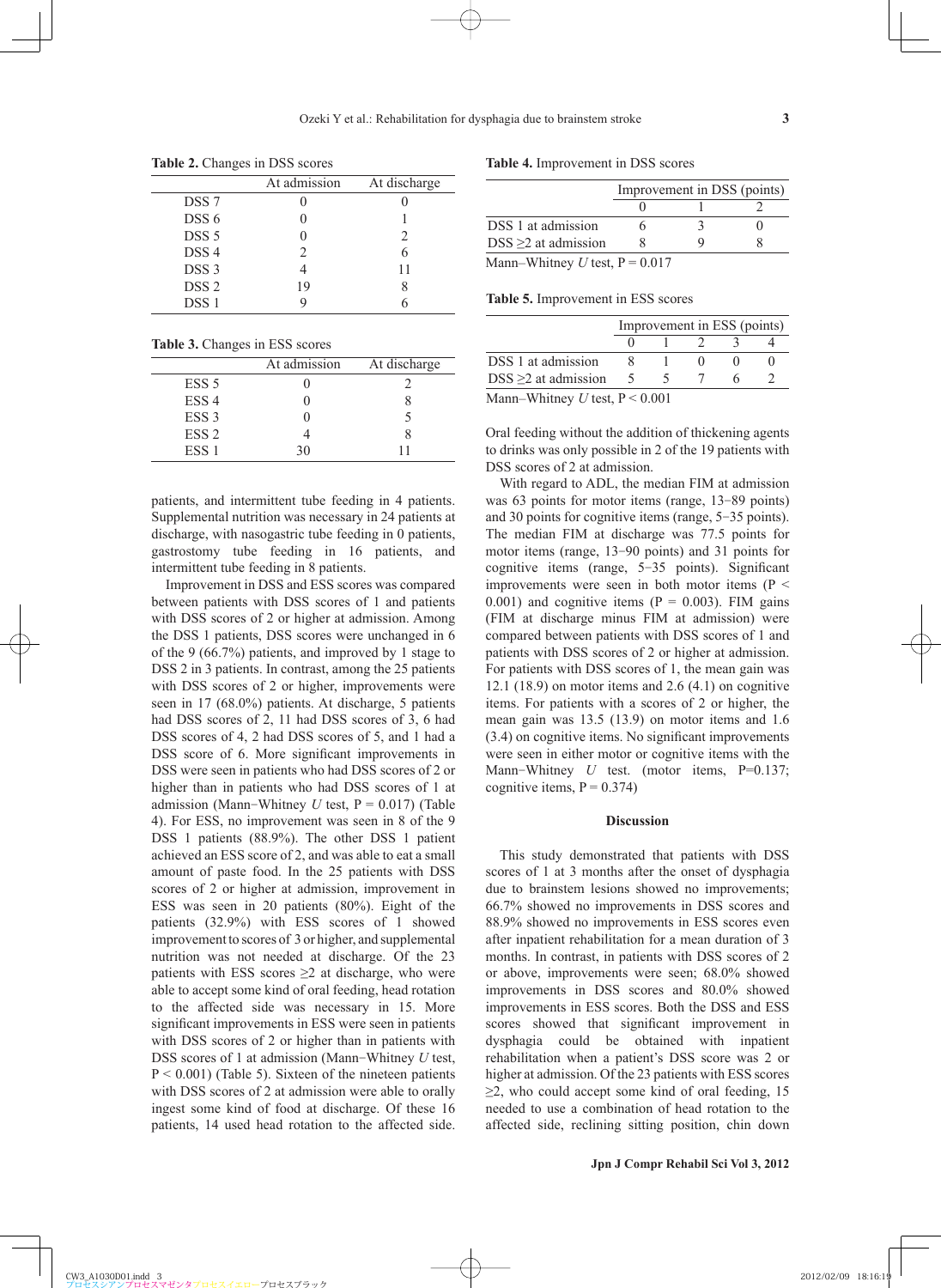**Table 2.** Changes in DSS scores

| | At admission | At discharge |
|---|---|---|
| DSS 7 | 0 | 0 |
| DSS 6 | 0 | 1 |
| DSS 5 | 0 | 2 |
| DSS 4 | 2 | 6 |
| DSS 3 | 4 | 11 |
| DSS 2 | 19 | 8 |
| DSS 1 | 9 | 6 |

**Table 3.** Changes in ESS scores

| | At admission | At discharge |
|---|---|---|
| ESS 5 | 0 | 2 |
| ESS 4 | 0 | 8 |
| ESS 3 | 0 | 5 |
| ESS 2 | 4 | 8 |
| ESS 1 | 30 | 11 |

patients, and intermittent tube feeding in 4 patients. Supplemental nutrition was necessary in 24 patients at discharge, with nasogastric tube feeding in 0 patients, gastrostomy tube feeding in 16 patients, and intermittent tube feeding in 8 patients.

Improvement in DSS and ESS scores was compared between patients with DSS scores of 1 and patients with DSS scores of 2 or higher at admission. Among the DSS 1 patients, DSS scores were unchanged in 6 of the 9 (66.7%) patients, and improved by 1 stage to DSS 2 in 3 patients. In contrast, among the 25 patients with DSS scores of 2 or higher, improvements were seen in 17 (68.0%) patients. At discharge, 5 patients had DSS scores of 2, 11 had DSS scores of 3, 6 had DSS scores of 4, 2 had DSS scores of 5, and 1 had a DSS score of 6. More significant improvements in DSS were seen in patients who had DSS scores of 2 or higher than in patients who had DSS scores of 1 at admission (Mann−Whitney *U* test, $P = 0.017$) (Table 4). For ESS, no improvement was seen in 8 of the 9 DSS 1 patients (88.9%). The other DSS 1 patient achieved an ESS score of 2, and was able to eat a small amount of paste food. In the 25 patients with DSS scores of 2 or higher at admission, improvement in ESS was seen in 20 patients (80%). Eight of the patients (32.9%) with ESS scores of 1 showed improvement to scores of 3 or higher, and supplemental nutrition was not needed at discharge. Of the 23 patients with ESS scores ≥2 at discharge, who were able to accept some kind of oral feeding, head rotation to the affected side was necessary in 15. More significant improvements in ESS were seen in patients with DSS scores of 2 or higher than in patients with DSS scores of 1 at admission (Mann−Whitney *U* test, $P < 0.001$) (Table 5). Sixteen of the nineteen patients with DSS scores of 2 at admission were able to orally ingest some kind of food at discharge. Of these 16 patients, 14 used head rotation to the affected side.

**Table 4.** Improvement in DSS scores

| | Improvement in DSS (points) | | |
|---|---|---|---|
| | 0 | 1 | 2 |
| DSS 1 at admission | 6 | 3 | 0 |
| DSS ≥2 at admission | 8 | 9 | 8 |

Mann−Whitney *U* test, $P = 0.017$

**Table 5.** Improvement in ESS scores

| | Improvement in ESS (points) | | | | |
|---|---|---|---|---|---|
| | 0 | 1 | 2 | 3 | 4 |
| DSS 1 at admission | 8 | 1 | 0 | 0 | 0 |
| DSS ≥2 at admission | 5 | 5 | 7 | 6 | 2 |

Mann−Whitney *U* test, $P < 0.001$

Oral feeding without the addition of thickening agents to drinks was only possible in 2 of the 19 patients with DSS scores of 2 at admission.

With regard to ADL, the median FIM at admission was 63 points for motor items (range, 13−89 points) and 30 points for cognitive items (range, 5−35 points). The median FIM at discharge was 77.5 points for motor items (range, 13−90 points) and 31 points for cognitive items (range, 5−35 points). Significant improvements were seen in both motor items ($P < 0.001$) and cognitive items ($P = 0.003$). FIM gains (FIM at discharge minus FIM at admission) were compared between patients with DSS scores of 1 and patients with DSS scores of 2 or higher at admission. For patients with DSS scores of 1, the mean gain was 12.1 (18.9) on motor items and 2.6 (4.1) on cognitive items. For patients with a scores of 2 or higher, the mean gain was 13.5 (13.9) on motor items and 1.6 (3.4) on cognitive items. No significant improvements were seen in either motor or cognitive items with the Mann−Whitney *U* test. (motor items, $P=0.137$; cognitive items, $P = 0.374$)

## Discussion

This study demonstrated that patients with DSS scores of 1 at 3 months after the onset of dysphagia due to brainstem lesions showed no improvements; 66.7% showed no improvements in DSS scores and 88.9% showed no improvements in ESS scores even after inpatient rehabilitation for a mean duration of 3 months. In contrast, in patients with DSS scores of 2 or above, improvements were seen; 68.0% showed improvements in DSS scores and 80.0% showed improvements in ESS scores. Both the DSS and ESS scores showed that significant improvement in dysphagia could be obtained with inpatient rehabilitation when a patient's DSS score was 2 or higher at admission. Of the 23 patients with ESS scores ≥2, who could accept some kind of oral feeding, 15 needed to use a combination of head rotation to the affected side, reclining sitting position, chin down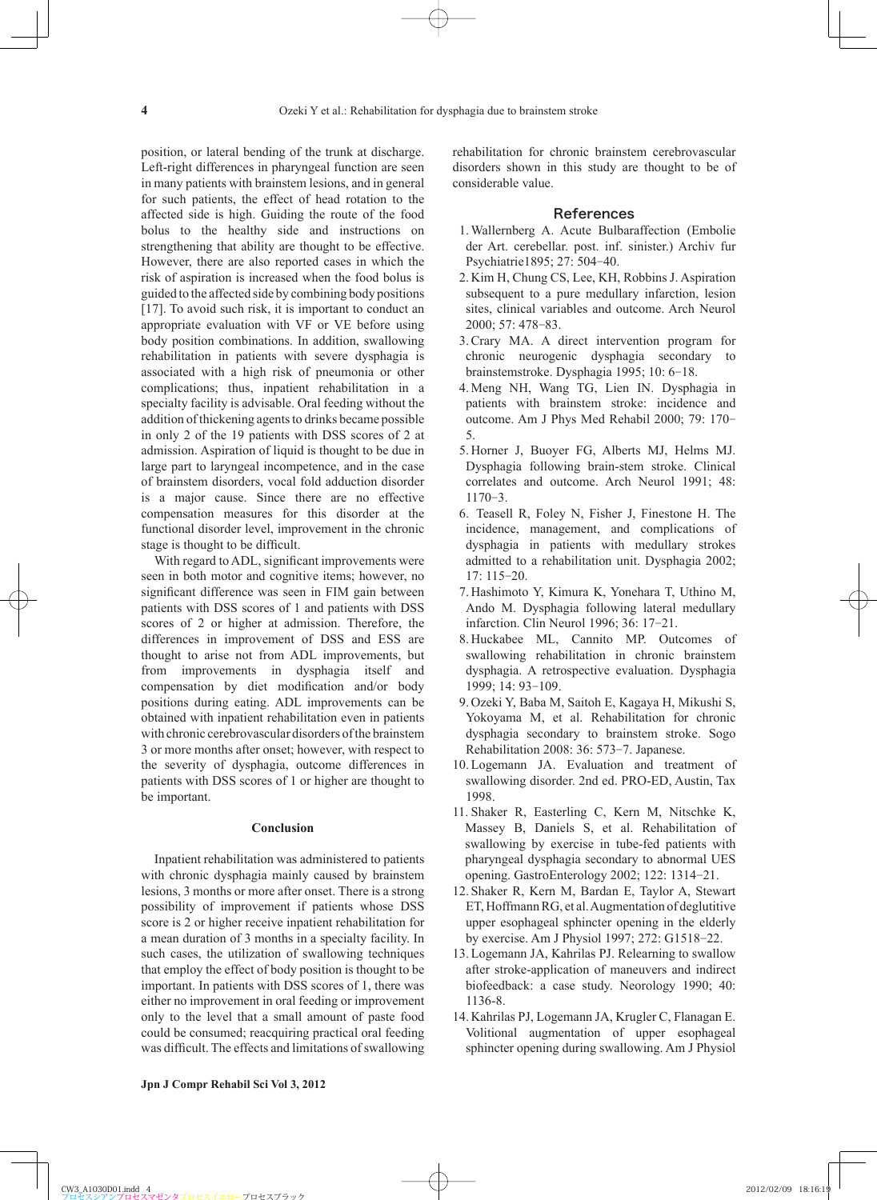position, or lateral bending of the trunk at discharge. Left-right differences in pharyngeal function are seen in many patients with brainstem lesions, and in general for such patients, the effect of head rotation to the affected side is high. Guiding the route of the food bolus to the healthy side and instructions on strengthening that ability are thought to be effective. However, there are also reported cases in which the risk of aspiration is increased when the food bolus is guided to the affected side by combining body positions [17]. To avoid such risk, it is important to conduct an appropriate evaluation with VF or VE before using body position combinations. In addition, swallowing rehabilitation in patients with severe dysphagia is associated with a high risk of pneumonia or other complications; thus, inpatient rehabilitation in a specialty facility is advisable. Oral feeding without the addition of thickening agents to drinks became possible in only 2 of the 19 patients with DSS scores of 2 at admission. Aspiration of liquid is thought to be due in large part to laryngeal incompetence, and in the case of brainstem disorders, vocal fold adduction disorder is a major cause. Since there are no effective compensation measures for this disorder at the functional disorder level, improvement in the chronic stage is thought to be difficult.

With regard to ADL, significant improvements were seen in both motor and cognitive items; however, no significant difference was seen in FIM gain between patients with DSS scores of 1 and patients with DSS scores of 2 or higher at admission. Therefore, the differences in improvement of DSS and ESS are thought to arise not from ADL improvements, but from improvements in dysphagia itself and compensation by diet modification and/or body positions during eating. ADL improvements can be obtained with inpatient rehabilitation even in patients with chronic cerebrovascular disorders of the brainstem 3 or more months after onset; however, with respect to the severity of dysphagia, outcome differences in patients with DSS scores of 1 or higher are thought to be important.

## Conclusion

Inpatient rehabilitation was administered to patients with chronic dysphagia mainly caused by brainstem lesions, 3 months or more after onset. There is a strong possibility of improvement if patients whose DSS score is 2 or higher receive inpatient rehabilitation for a mean duration of 3 months in a specialty facility. In such cases, the utilization of swallowing techniques that employ the effect of body position is thought to be important. In patients with DSS scores of 1, there was either no improvement in oral feeding or improvement only to the level that a small amount of paste food could be consumed; reacquiring practical oral feeding was difficult. The effects and limitations of swallowing rehabilitation for chronic brainstem cerebrovascular disorders shown in this study are thought to be of considerable value.

## References

1. Wallernberg A. Acute Bulbaraffection (Embolie der Art. cerebellar. post. inf. sinister.) Archiv fur Psychiatrie1895; 27: 504−40.
2. Kim H, Chung CS, Lee, KH, Robbins J. Aspiration subsequent to a pure medullary infarction, lesion sites, clinical variables and outcome. Arch Neurol 2000; 57: 478−83.
3. Crary MA. A direct intervention program for chronic neurogenic dysphagia secondary to brainstemstroke. Dysphagia 1995; 10: 6−18.
4. Meng NH, Wang TG, Lien IN. Dysphagia in patients with brainstem stroke: incidence and outcome. Am J Phys Med Rehabil 2000; 79: 170−5.
5. Horner J, Buoyer FG, Alberts MJ, Helms MJ. Dysphagia following brain-stem stroke. Clinical correlates and outcome. Arch Neurol 1991; 48: 1170−3.
6. Teasell R, Foley N, Fisher J, Finestone H. The incidence, management, and complications of dysphagia in patients with medullary strokes admitted to a rehabilitation unit. Dysphagia 2002; 17: 115−20.
7. Hashimoto Y, Kimura K, Yonehara T, Uthino M, Ando M. Dysphagia following lateral medullary infarction. Clin Neurol 1996; 36: 17−21.
8. Huckabee ML, Cannito MP. Outcomes of swallowing rehabilitation in chronic brainstem dysphagia. A retrospective evaluation. Dysphagia 1999; 14: 93−109.
9. Ozeki Y, Baba M, Saitoh E, Kagaya H, Mikushi S, Yokoyama M, et al. Rehabilitation for chronic dysphagia secondary to brainstem stroke. Sogo Rehabilitation 2008: 36: 573−7. Japanese.
10. Logemann JA. Evaluation and treatment of swallowing disorder. 2nd ed. PRO-ED, Austin, Tax 1998.
11. Shaker R, Easterling C, Kern M, Nitschke K, Massey B, Daniels S, et al. Rehabilitation of swallowing by exercise in tube-fed patients with pharyngeal dysphagia secondary to abnormal UES opening. GastroEnterology 2002; 122: 1314−21.
12. Shaker R, Kern M, Bardan E, Taylor A, Stewart ET, Hoffmann RG, et al. Augmentation of deglutitive upper esophageal sphincter opening in the elderly by exercise. Am J Physiol 1997; 272: G1518−22.
13. Logemann JA, Kahrilas PJ. Relearning to swallow after stroke-application of maneuvers and indirect biofeedback: a case study. Neorology 1990; 40: 1136-8.
14. Kahrilas PJ, Logemann JA, Krugler C, Flanagan E. Volitional augmentation of upper esophageal sphincter opening during swallowing. Am J Physiol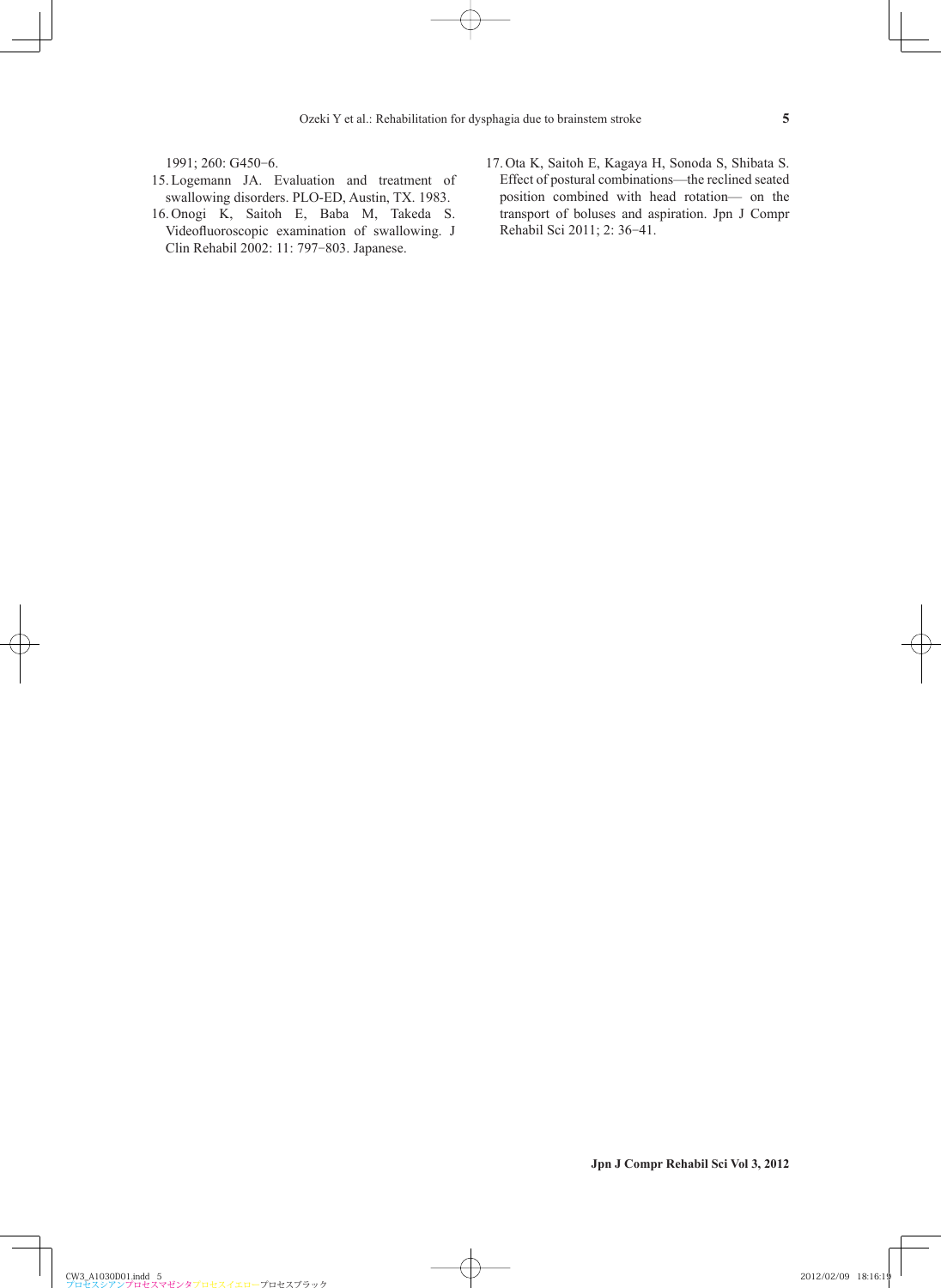1991; 260: G450−6.

15. Logemann JA. Evaluation and treatment of swallowing disorders. PLO-ED, Austin, TX. 1983.
16. Onogi K, Saitoh E, Baba M, Takeda S. Videofluoroscopic examination of swallowing. J Clin Rehabil 2002: 11: 797−803. Japanese.
17. Ota K, Saitoh E, Kagaya H, Sonoda S, Shibata S. Effect of postural combinations—the reclined seated position combined with head rotation— on the transport of boluses and aspiration. Jpn J Compr Rehabil Sci 2011; 2: 36−41.